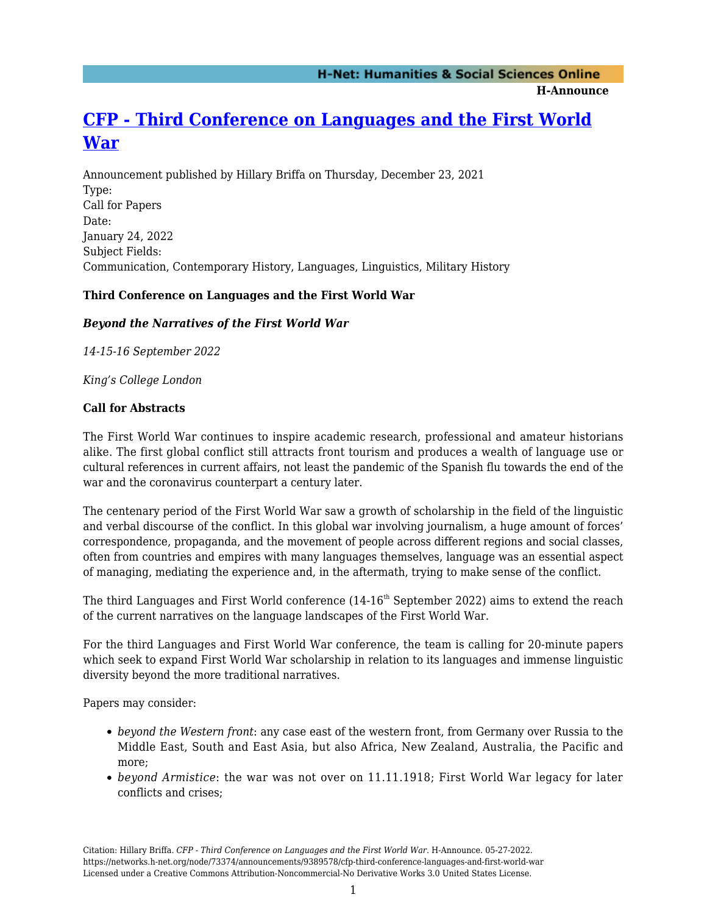# [CFP - Third Conference on Languages and the First World War](https://networks.h-net.org/node/73374/announcements/9389578/cfp-third-conference-languages-and-first-world-war)

Announcement published by Hillary Briffa on Thursday, December 23, 2021
Type:
Call for Papers
Date:
January 24, 2022
Subject Fields:
Communication, Contemporary History, Languages, Linguistics, Military History

**Third Conference on Languages and the First World War**

***Beyond the Narratives of the First World War***

*14-15-16 September 2022*

*King's College London*

**Call for Abstracts**

The First World War continues to inspire academic research, professional and amateur historians alike. The first global conflict still attracts front tourism and produces a wealth of language use or cultural references in current affairs, not least the pandemic of the Spanish flu towards the end of the war and the coronavirus counterpart a century later.

The centenary period of the First World War saw a growth of scholarship in the field of the linguistic and verbal discourse of the conflict. In this global war involving journalism, a huge amount of forces' correspondence, propaganda, and the movement of people across different regions and social classes, often from countries and empires with many languages themselves, language was an essential aspect of managing, mediating the experience and, in the aftermath, trying to make sense of the conflict.

The third Languages and First World conference (14-16th September 2022) aims to extend the reach of the current narratives on the language landscapes of the First World War.

For the third Languages and First World War conference, the team is calling for 20-minute papers which seek to expand First World War scholarship in relation to its languages and immense linguistic diversity beyond the more traditional narratives.

Papers may consider:

- *beyond the Western front*: any case east of the western front, from Germany over Russia to the Middle East, South and East Asia, but also Africa, New Zealand, Australia, the Pacific and more;
- *beyond Armistice*: the war was not over on 11.11.1918; First World War legacy for later conflicts and crises;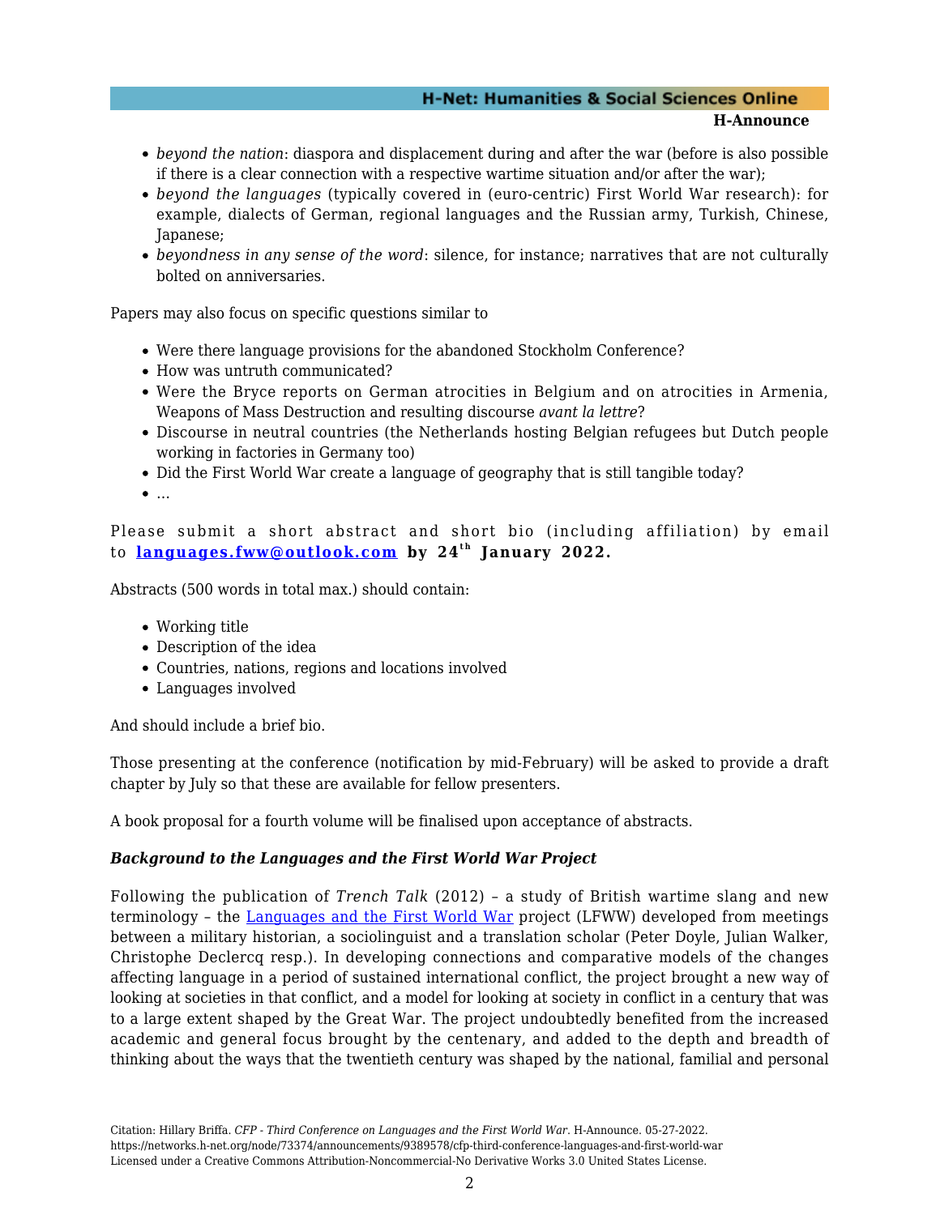- *beyond the nation*: diaspora and displacement during and after the war (before is also possible if there is a clear connection with a respective wartime situation and/or after the war);
- *beyond the languages* (typically covered in (euro-centric) First World War research): for example, dialects of German, regional languages and the Russian army, Turkish, Chinese, Japanese;
- *beyondness in any sense of the word*: silence, for instance; narratives that are not culturally bolted on anniversaries.

Papers may also focus on specific questions similar to

- Were there language provisions for the abandoned Stockholm Conference?
- How was untruth communicated?
- Were the Bryce reports on German atrocities in Belgium and on atrocities in Armenia, Weapons of Mass Destruction and resulting discourse *avant la lettre*?
- Discourse in neutral countries (the Netherlands hosting Belgian refugees but Dutch people working in factories in Germany too)
- Did the First World War create a language of geography that is still tangible today?
- ...

Please submit a short abstract and short bio (including affiliation) by email to **[languages.fww@outlook.com](mailto:languages.fww@outlook.com) by 24th January 2022.**

Abstracts (500 words in total max.) should contain:

- Working title
- Description of the idea
- Countries, nations, regions and locations involved
- Languages involved

And should include a brief bio.

Those presenting at the conference (notification by mid-February) will be asked to provide a draft chapter by July so that these are available for fellow presenters.

A book proposal for a fourth volume will be finalised upon acceptance of abstracts.

***Background to the Languages and the First World War Project***

Following the publication of *Trench Talk* (2012) – a study of British wartime slang and new terminology – the Languages and the First World War project (LFWW) developed from meetings between a military historian, a sociolinguist and a translation scholar (Peter Doyle, Julian Walker, Christophe Declercq resp.). In developing connections and comparative models of the changes affecting language in a period of sustained international conflict, the project brought a new way of looking at societies in that conflict, and a model for looking at society in conflict in a century that was to a large extent shaped by the Great War. The project undoubtedly benefited from the increased academic and general focus brought by the centenary, and added to the depth and breadth of thinking about the ways that the twentieth century was shaped by the national, familial and personal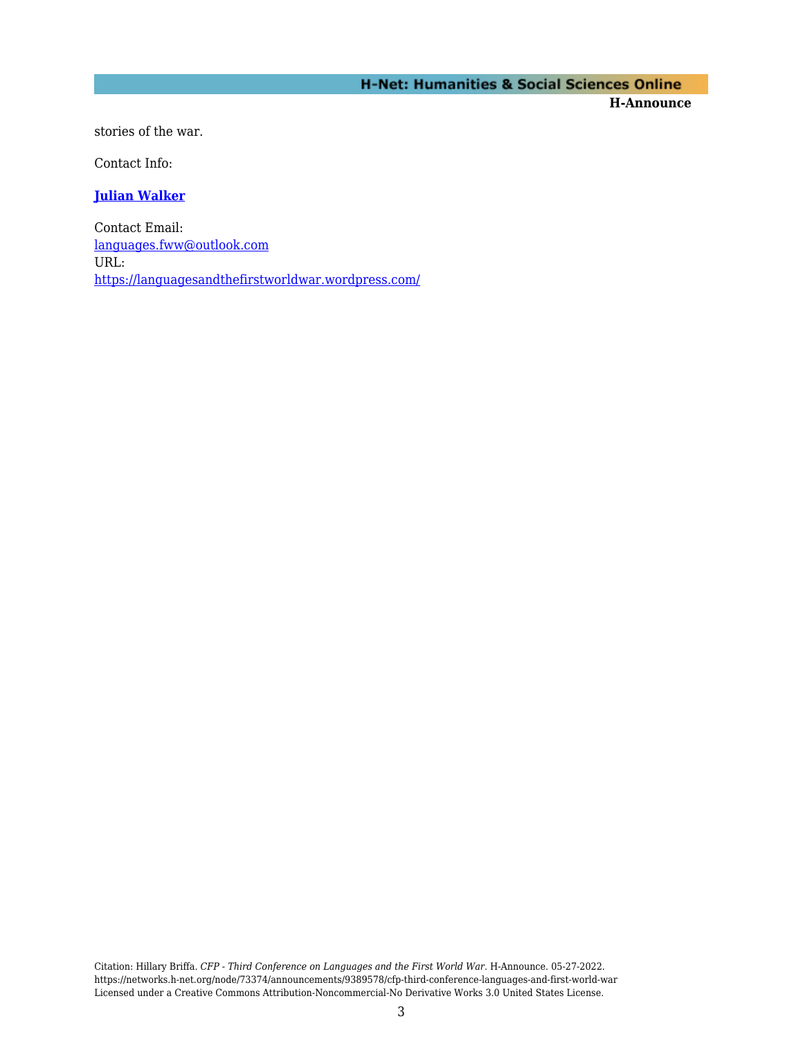stories of the war.

Contact Info:

**[Julian Walker]**

Contact Email:
languages.fww@outlook.com
URL:
https://languagesandthefirstworldwar.wordpress.com/